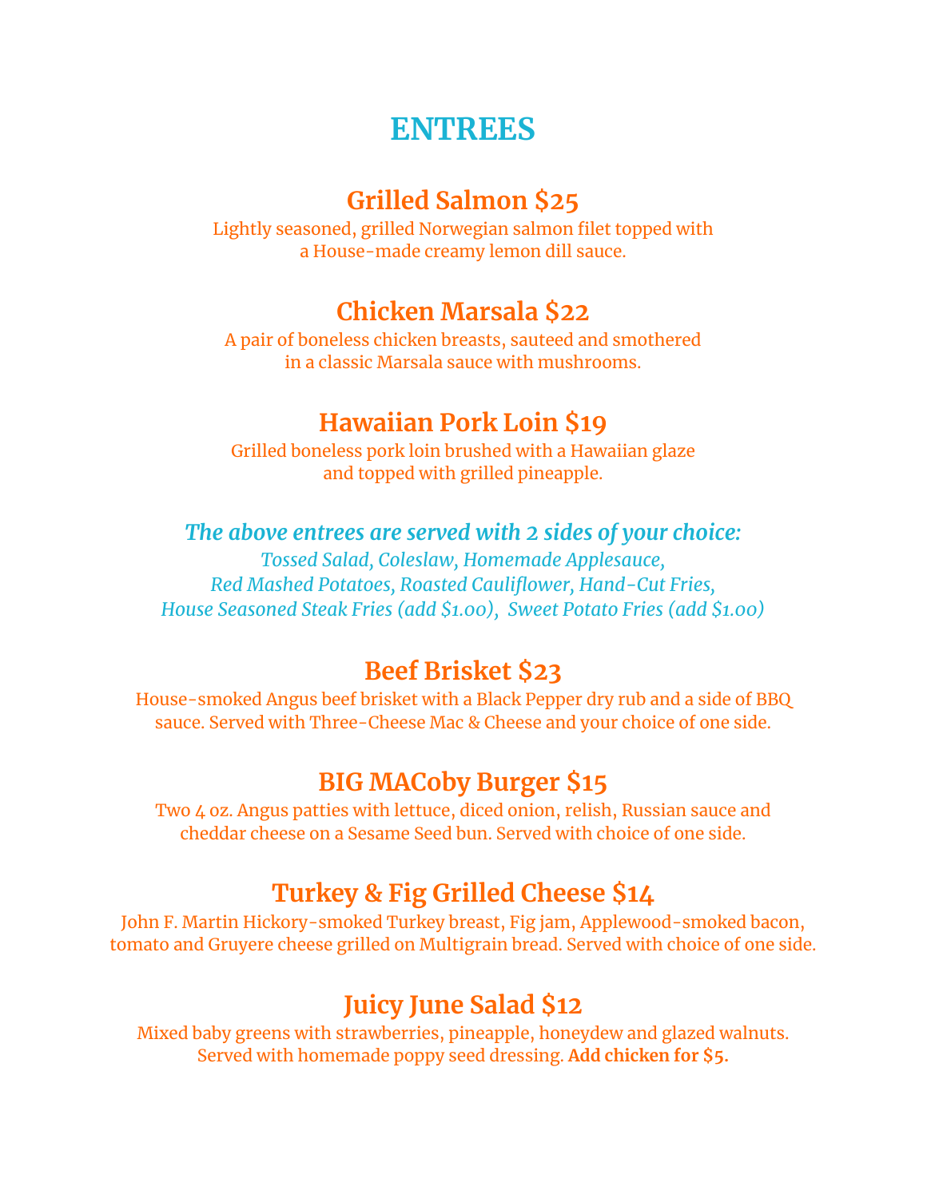# ENTREES

## Grilled Salmon $25

Lightly seasoned, grilled Norwegian salmon filet topped with a House-made creamy lemon dill sauce.

## Chicken Marsala $22

A pair of boneless chicken breasts, sauteed and smothered in a classic Marsala sauce with mushrooms.

## Hawaiian Pork Loin $19

Grilled boneless pork loin brushed with a Hawaiian glaze and topped with grilled pineapple.

***The above entrees are served with 2 sides of your choice:***

*Tossed Salad, Coleslaw, Homemade Applesauce, Red Mashed Potatoes, Roasted Cauliflower, Hand-Cut Fries, House Seasoned Steak Fries (add $1.00), Sweet Potato Fries (add $1.00)*

## Beef Brisket $23

House-smoked Angus beef brisket with a Black Pepper dry rub and a side of BBQ sauce. Served with Three-Cheese Mac & Cheese and your choice of one side.

## BIG MACoby Burger $15

Two 4 oz. Angus patties with lettuce, diced onion, relish, Russian sauce and cheddar cheese on a Sesame Seed bun. Served with choice of one side.

## Turkey & Fig Grilled Cheese $14

John F. Martin Hickory-smoked Turkey breast, Fig jam, Applewood-smoked bacon, tomato and Gruyere cheese grilled on Multigrain bread. Served with choice of one side.

## Juicy June Salad $12

Mixed baby greens with strawberries, pineapple, honeydew and glazed walnuts. Served with homemade poppy seed dressing. **Add chicken for $5.**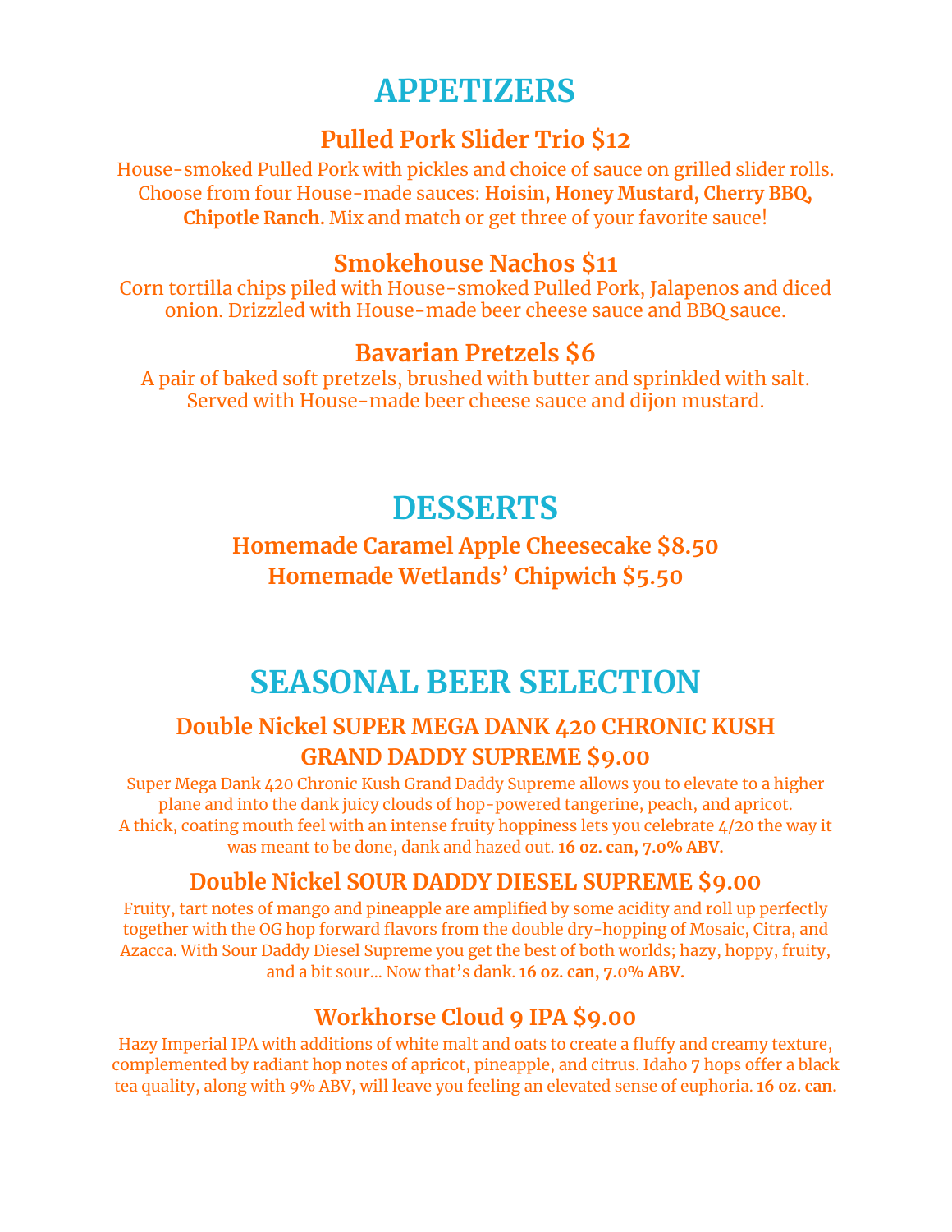# APPETIZERS

### Pulled Pork Slider Trio $12

House-smoked Pulled Pork with pickles and choice of sauce on grilled slider rolls. Choose from four House-made sauces: **Hoisin, Honey Mustard, Cherry BBQ, Chipotle Ranch.** Mix and match or get three of your favorite sauce!

### Smokehouse Nachos $11

Corn tortilla chips piled with House-smoked Pulled Pork, Jalapenos and diced onion. Drizzled with House-made beer cheese sauce and BBQ sauce.

### Bavarian Pretzels $6

A pair of baked soft pretzels, brushed with butter and sprinkled with salt. Served with House-made beer cheese sauce and dijon mustard.

# DESSERTS

**Homemade Caramel Apple Cheesecake $8.50**

**Homemade Wetlands' Chipwich $5.50**

# SEASONAL BEER SELECTION

### Double Nickel SUPER MEGA DANK 420 CHRONIC KUSH GRAND DADDY SUPREME $9.00

Super Mega Dank 420 Chronic Kush Grand Daddy Supreme allows you to elevate to a higher plane and into the dank juicy clouds of hop-powered tangerine, peach, and apricot. A thick, coating mouth feel with an intense fruity hoppiness lets you celebrate 4/20 the way it was meant to be done, dank and hazed out. **16 oz. can, 7.0% ABV.**

### Double Nickel SOUR DADDY DIESEL SUPREME $9.00

Fruity, tart notes of mango and pineapple are amplified by some acidity and roll up perfectly together with the OG hop forward flavors from the double dry-hopping of Mosaic, Citra, and Azacca. With Sour Daddy Diesel Supreme you get the best of both worlds; hazy, hoppy, fruity, and a bit sour... Now that's dank. **16 oz. can, 7.0% ABV.**

### Workhorse Cloud 9 IPA $9.00

Hazy Imperial IPA with additions of white malt and oats to create a fluffy and creamy texture, complemented by radiant hop notes of apricot, pineapple, and citrus. Idaho 7 hops offer a black tea quality, along with 9% ABV, will leave you feeling an elevated sense of euphoria. **16 oz. can.**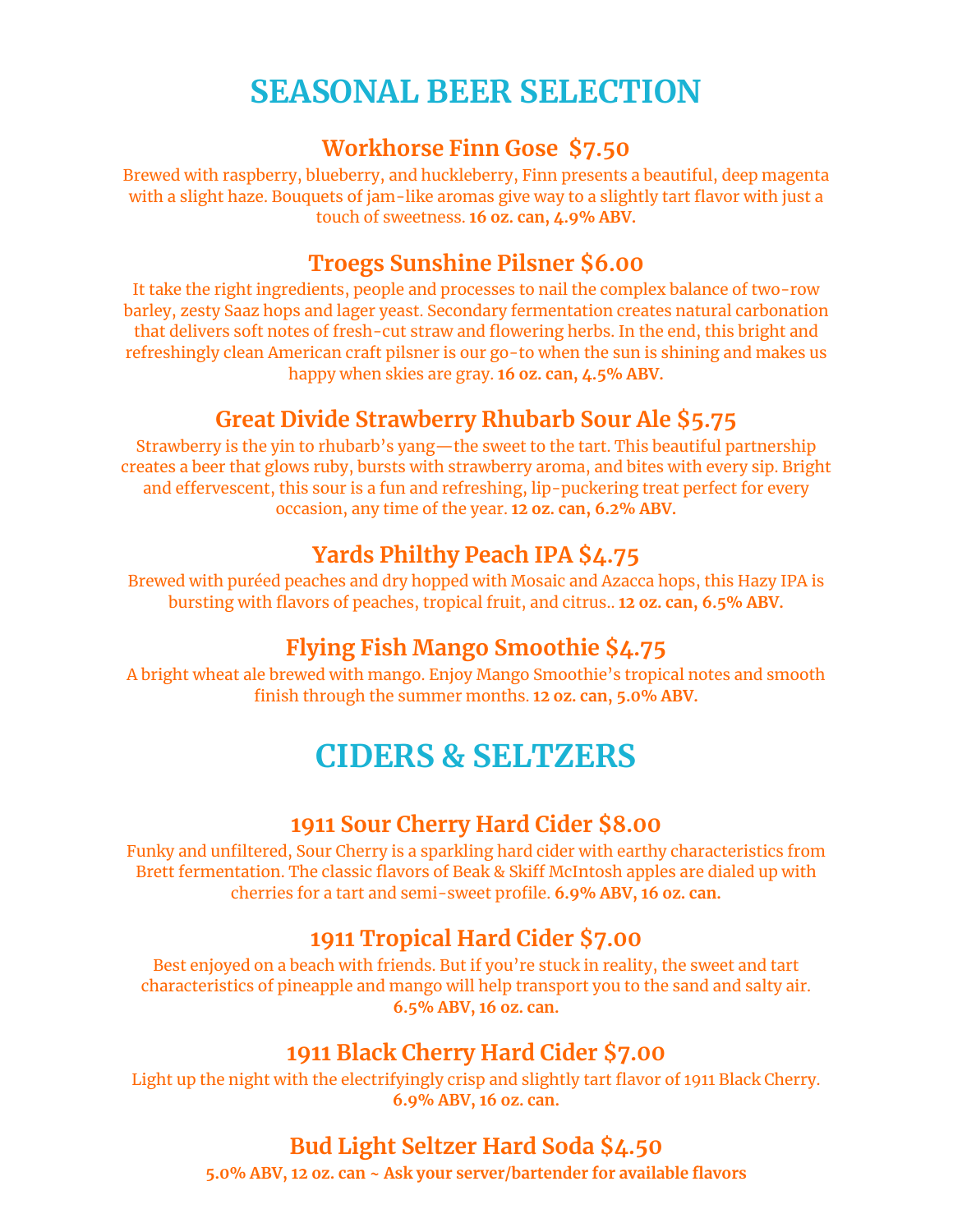# SEASONAL BEER SELECTION

### Workhorse Finn Gose  $7.50

Brewed with raspberry, blueberry, and huckleberry, Finn presents a beautiful, deep magenta with a slight haze. Bouquets of jam-like aromas give way to a slightly tart flavor with just a touch of sweetness. **16 oz. can, 4.9% ABV.**

### Troegs Sunshine Pilsner $6.00

It take the right ingredients, people and processes to nail the complex balance of two-row barley, zesty Saaz hops and lager yeast. Secondary fermentation creates natural carbonation that delivers soft notes of fresh-cut straw and flowering herbs. In the end, this bright and refreshingly clean American craft pilsner is our go-to when the sun is shining and makes us happy when skies are gray. **16 oz. can, 4.5% ABV.**

### Great Divide Strawberry Rhubarb Sour Ale $5.75

Strawberry is the yin to rhubarb's yang—the sweet to the tart. This beautiful partnership creates a beer that glows ruby, bursts with strawberry aroma, and bites with every sip. Bright and effervescent, this sour is a fun and refreshing, lip-puckering treat perfect for every occasion, any time of the year. **12 oz. can, 6.2% ABV.**

### Yards Philthy Peach IPA $4.75

Brewed with puréed peaches and dry hopped with Mosaic and Azacca hops, this Hazy IPA is bursting with flavors of peaches, tropical fruit, and citrus.. **12 oz. can, 6.5% ABV.**

### Flying Fish Mango Smoothie $4.75

A bright wheat ale brewed with mango. Enjoy Mango Smoothie's tropical notes and smooth finish through the summer months. **12 oz. can, 5.0% ABV.**

# CIDERS & SELTZERS

### 1911 Sour Cherry Hard Cider $8.00

Funky and unfiltered, Sour Cherry is a sparkling hard cider with earthy characteristics from Brett fermentation. The classic flavors of Beak & Skiff McIntosh apples are dialed up with cherries for a tart and semi-sweet profile. **6.9% ABV, 16 oz. can.**

### 1911 Tropical Hard Cider $7.00

Best enjoyed on a beach with friends. But if you're stuck in reality, the sweet and tart characteristics of pineapple and mango will help transport you to the sand and salty air. **6.5% ABV, 16 oz. can.**

### 1911 Black Cherry Hard Cider $7.00

Light up the night with the electrifyingly crisp and slightly tart flavor of 1911 Black Cherry. **6.9% ABV, 16 oz. can.**

### Bud Light Seltzer Hard Soda $4.50

**5.0% ABV, 12 oz. can ~ Ask your server/bartender for available flavors**